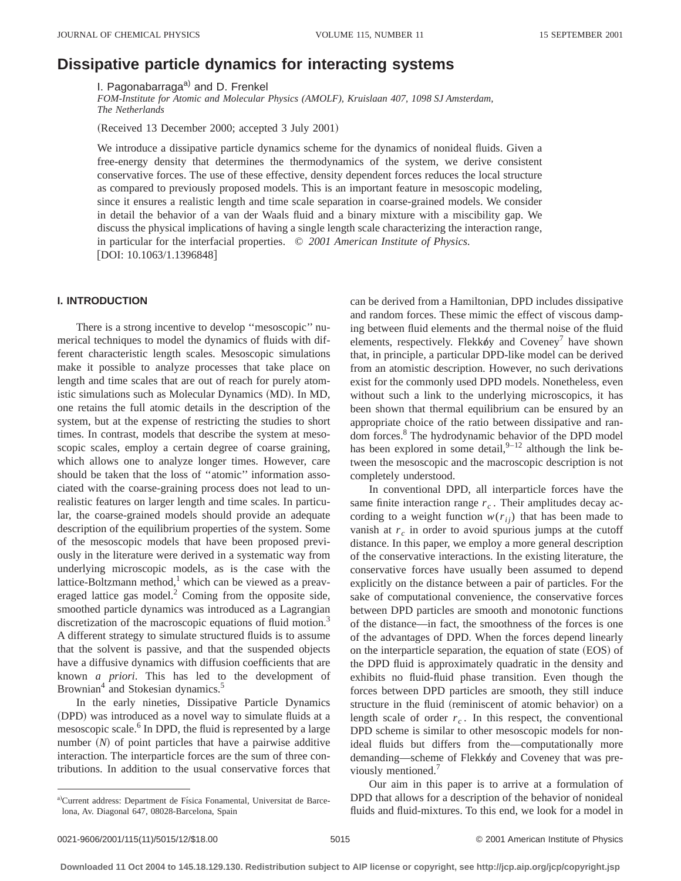# Dissipative particle dynamics for interacting systems

I. Pagonabarraga[a] and D. Frenkel

*FOM-Institute for Atomic and Molecular Physics (AMOLF), Kruislaan 407, 1098 SJ Amsterdam, The Netherlands*

(Received 13 December 2000; accepted 3 July 2001)

We introduce a dissipative particle dynamics scheme for the dynamics of nonideal fluids. Given a free-energy density that determines the thermodynamics of the system, we derive consistent conservative forces. The use of these effective, density dependent forces reduces the local structure as compared to previously proposed models. This is an important feature in mesoscopic modeling, since it ensures a realistic length and time scale separation in coarse-grained models. We consider in detail the behavior of a van der Waals fluid and a binary mixture with a miscibility gap. We discuss the physical implications of having a single length scale characterizing the interaction range, in particular for the interfacial properties. © *2001 American Institute of Physics.* [DOI: 10.1063/1.1396848]

## I. INTRODUCTION

There is a strong incentive to develop ''mesoscopic'' numerical techniques to model the dynamics of fluids with different characteristic length scales. Mesoscopic simulations make it possible to analyze processes that take place on length and time scales that are out of reach for purely atomistic simulations such as Molecular Dynamics (MD). In MD, one retains the full atomic details in the description of the system, but at the expense of restricting the studies to short times. In contrast, models that describe the system at mesoscopic scales, employ a certain degree of coarse graining, which allows one to analyze longer times. However, care should be taken that the loss of ''atomic'' information associated with the coarse-graining process does not lead to unrealistic features on larger length and time scales. In particular, the coarse-grained models should provide an adequate description of the equilibrium properties of the system. Some of the mesoscopic models that have been proposed previously in the literature were derived in a systematic way from underlying microscopic models, as is the case with the lattice-Boltzmann method,[1] which can be viewed as a preaveraged lattice gas model.[2] Coming from the opposite side, smoothed particle dynamics was introduced as a Lagrangian discretization of the macroscopic equations of fluid motion.[3] A different strategy to simulate structured fluids is to assume that the solvent is passive, and that the suspended objects have a diffusive dynamics with diffusion coefficients that are known *a priori*. This has led to the development of Brownian[4] and Stokesian dynamics.[5]

In the early nineties, Dissipative Particle Dynamics (DPD) was introduced as a novel way to simulate fluids at a mesoscopic scale.[6] In DPD, the fluid is represented by a large number ($N$) of point particles that have a pairwise additive interaction. The interparticle forces are the sum of three contributions. In addition to the usual conservative forces that can be derived from a Hamiltonian, DPD includes dissipative and random forces. These mimic the effect of viscous damping between fluid elements and the thermal noise of the fluid elements, respectively. Flekkøy and Coveney[7] have shown that, in principle, a particular DPD-like model can be derived from an atomistic description. However, no such derivations exist for the commonly used DPD models. Nonetheless, even without such a link to the underlying microscopics, it has been shown that thermal equilibrium can be ensured by an appropriate choice of the ratio between dissipative and random forces.[8] The hydrodynamic behavior of the DPD model has been explored in some detail,[9–12] although the link between the mesoscopic and the macroscopic description is not completely understood.

In conventional DPD, all interparticle forces have the same finite interaction range $r_c$. Their amplitudes decay according to a weight function $w(r_{ij})$ that has been made to vanish at $r_c$ in order to avoid spurious jumps at the cutoff distance. In this paper, we employ a more general description of the conservative interactions. In the existing literature, the conservative forces have usually been assumed to depend explicitly on the distance between a pair of particles. For the sake of computational convenience, the conservative forces between DPD particles are smooth and monotonic functions of the distance—in fact, the smoothness of the forces is one of the advantages of DPD. When the forces depend linearly on the interparticle separation, the equation of state (EOS) of the DPD fluid is approximately quadratic in the density and exhibits no fluid-fluid phase transition. Even though the forces between DPD particles are smooth, they still induce structure in the fluid (reminiscent of atomic behavior) on a length scale of order $r_c$. In this respect, the conventional DPD scheme is similar to other mesoscopic models for nonideal fluids but differs from the—computationally more demanding—scheme of Flekkøy and Coveney that was previously mentioned.[7]

Our aim in this paper is to arrive at a formulation of DPD that allows for a description of the behavior of nonideal fluids and fluid-mixtures. To this end, we look for a model in

[a] Current address: Department de Física Fonamental, Universitat de Barcelona, Av. Diagonal 647, 08028-Barcelona, Spain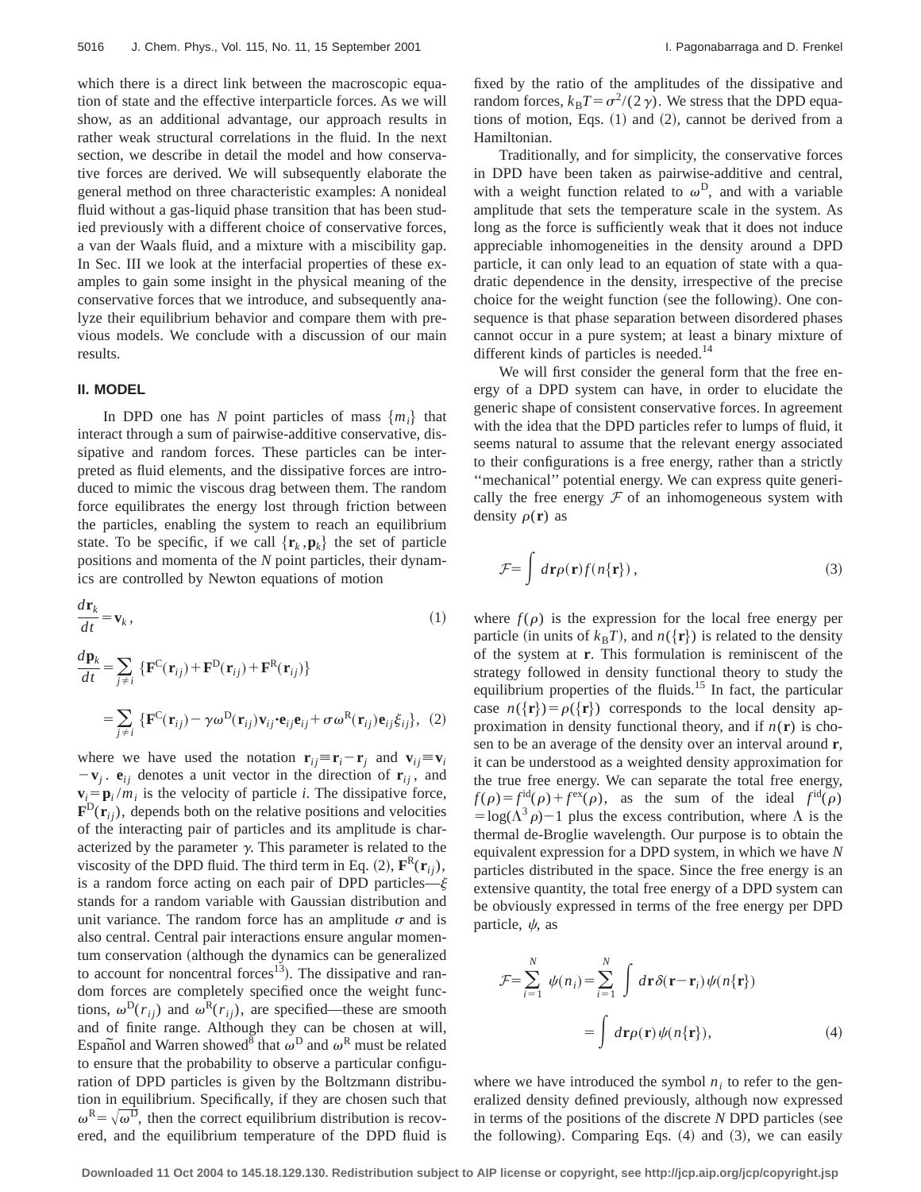which there is a direct link between the macroscopic equation of state and the effective interparticle forces. As we will show, as an additional advantage, our approach results in rather weak structural correlations in the fluid. In the next section, we describe in detail the model and how conservative forces are derived. We will subsequently elaborate the general method on three characteristic examples: A nonideal fluid without a gas-liquid phase transition that has been studied previously with a different choice of conservative forces, a van der Waals fluid, and a mixture with a miscibility gap. In Sec. III we look at the interfacial properties of these examples to gain some insight in the physical meaning of the conservative forces that we introduce, and subsequently analyze their equilibrium behavior and compare them with previous models. We conclude with a discussion of our main results.

## II. MODEL

In DPD one has $N$ point particles of mass $\{m_i\}$ that interact through a sum of pairwise-additive conservative, dissipative and random forces. These particles can be interpreted as fluid elements, and the dissipative forces are introduced to mimic the viscous drag between them. The random force equilibrates the energy lost through friction between the particles, enabling the system to reach an equilibrium state. To be specific, if we call $\{\mathbf{r}_k,\mathbf{p}_k\}$ the set of particle positions and momenta of the $N$ point particles, their dynamics are controlled by Newton equations of motion

$$\frac{d\mathbf{r}_k}{dt}=\mathbf{v}_k, \tag{1}$$

$$\frac{d\mathbf{p}_k}{dt}=\sum_{j\neq i}\{\mathbf{F}^{\mathrm{C}}(\mathbf{r}_{ij})+\mathbf{F}^{\mathrm{D}}(\mathbf{r}_{ij})+\mathbf{F}^{\mathrm{R}}(\mathbf{r}_{ij})\}$$

$$=\sum_{j\neq i}\{\mathbf{F}^{\mathrm{C}}(\mathbf{r}_{ij})-\gamma\omega^{\mathrm{D}}(\mathbf{r}_{ij})\mathbf{v}_{ij}\cdot\mathbf{e}_{ij}\mathbf{e}_{ij}+\sigma\omega^{\mathrm{R}}(\mathbf{r}_{ij})\mathbf{e}_{ij}\xi_{ij}\}, \tag{2}$$

where we have used the notation $\mathbf{r}_{ij}\equiv\mathbf{r}_i-\mathbf{r}_j$ and $\mathbf{v}_{ij}\equiv\mathbf{v}_i-\mathbf{v}_j$. $\mathbf{e}_{ij}$ denotes a unit vector in the direction of $\mathbf{r}_{ij}$, and $\mathbf{v}_i=\mathbf{p}_i/m_i$ is the velocity of particle $i$. The dissipative force, $\mathbf{F}^{\mathrm{D}}(\mathbf{r}_{ij})$, depends both on the relative positions and velocities of the interacting pair of particles and its amplitude is characterized by the parameter $\gamma$. This parameter is related to the viscosity of the DPD fluid. The third term in Eq. (2), $\mathbf{F}^{\mathrm{R}}(\mathbf{r}_{ij})$, is a random force acting on each pair of DPD particles—$\xi$ stands for a random variable with Gaussian distribution and unit variance. The random force has an amplitude $\sigma$ and is also central. Central pair interactions ensure angular momentum conservation (although the dynamics can be generalized to account for noncentral forces[13]). The dissipative and random forces are completely specified once the weight functions, $\omega^{\mathrm{D}}(r_{ij})$ and $\omega^{\mathrm{R}}(r_{ij})$, are specified—these are smooth and of finite range. Although they can be chosen at will, Español and Warren showed[8] that $\omega^{\mathrm{D}}$ and $\omega^{\mathrm{R}}$ must be related to ensure that the probability to observe a particular configuration of DPD particles is given by the Boltzmann distribution in equilibrium. Specifically, if they are chosen such that $\omega^{\mathrm{R}}=\sqrt{\omega^{\mathrm{D}}}$, then the correct equilibrium distribution is recovered, and the equilibrium temperature of the DPD fluid is fixed by the ratio of the amplitudes of the dissipative and random forces, $k_{\mathrm{B}}T=\sigma^2/(2\gamma)$. We stress that the DPD equations of motion, Eqs. (1) and (2), cannot be derived from a Hamiltonian.

Traditionally, and for simplicity, the conservative forces in DPD have been taken as pairwise-additive and central, with a weight function related to $\omega^{\mathrm{D}}$, and with a variable amplitude that sets the temperature scale in the system. As long as the force is sufficiently weak that it does not induce appreciable inhomogeneities in the density around a DPD particle, it can only lead to an equation of state with a quadratic dependence in the density, irrespective of the precise choice for the weight function (see the following). One consequence is that phase separation between disordered phases cannot occur in a pure system; at least a binary mixture of different kinds of particles is needed.[14]

We will first consider the general form that the free energy of a DPD system can have, in order to elucidate the generic shape of consistent conservative forces. In agreement with the idea that the DPD particles refer to lumps of fluid, it seems natural to assume that the relevant energy associated to their configurations is a free energy, rather than a strictly "mechanical" potential energy. We can express quite generically the free energy $\mathcal{F}$ of an inhomogeneous system with density $\rho(\mathbf{r})$ as

$$\mathcal{F}=\int d\mathbf{r}\rho(\mathbf{r})f(n\{\mathbf{r}\}), \tag{3}$$

where $f(\rho)$ is the expression for the local free energy per particle (in units of $k_{\mathrm{B}}T$), and $n(\{\mathbf{r}\})$ is related to the density of the system at $\mathbf{r}$. This formulation is reminiscent of the strategy followed in density functional theory to study the equilibrium properties of the fluids.[15] In fact, the particular case $n(\{\mathbf{r}\})=\rho(\{\mathbf{r}\})$ corresponds to the local density approximation in density functional theory, and if $n(\mathbf{r})$ is chosen to be an average of the density over an interval around $\mathbf{r}$, it can be understood as a weighted density approximation for the true free energy. We can separate the total free energy, $f(\rho)=f^{\mathrm{id}}(\rho)+f^{\mathrm{ex}}(\rho)$, as the sum of the ideal $f^{\mathrm{id}}(\rho)=\log(\Lambda^3\rho)-1$ plus the excess contribution, where $\Lambda$ is the thermal de-Broglie wavelength. Our purpose is to obtain the equivalent expression for a DPD system, in which we have $N$ particles distributed in the space. Since the free energy is an extensive quantity, the total free energy of a DPD system can be obviously expressed in terms of the free energy per DPD particle, $\psi$, as

$$\mathcal{F}=\sum_{i=1}^{N}\psi(n_i)=\sum_{i=1}^{N}\int d\mathbf{r}\delta(\mathbf{r}-\mathbf{r}_i)\psi(n\{\mathbf{r}\})$$

$$=\int d\mathbf{r}\rho(\mathbf{r})\psi(n\{\mathbf{r}\}), \tag{4}$$

where we have introduced the symbol $n_i$ to refer to the generalized density defined previously, although now expressed in terms of the positions of the discrete $N$ DPD particles (see the following). Comparing Eqs. (4) and (3), we can easily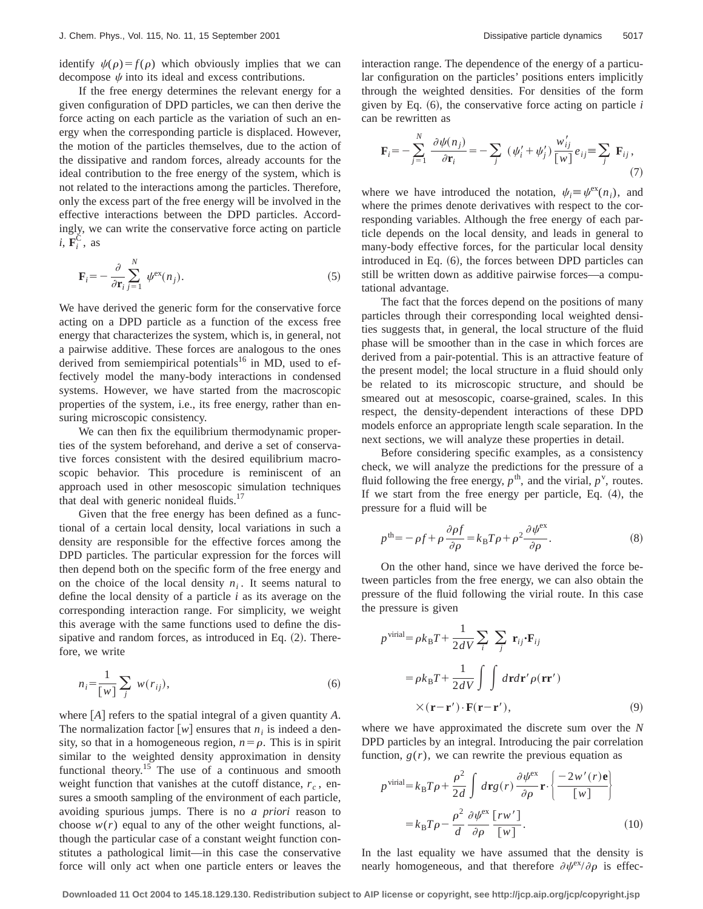identify $\psi(\rho)=f(\rho)$ which obviously implies that we can decompose $\psi$ into its ideal and excess contributions.

If the free energy determines the relevant energy for a given configuration of DPD particles, we can then derive the force acting on each particle as the variation of such an energy when the corresponding particle is displaced. However, the motion of the particles themselves, due to the action of the dissipative and random forces, already accounts for the ideal contribution to the free energy of the system, which is not related to the interactions among the particles. Therefore, only the excess part of the free energy will be involved in the effective interactions between the DPD particles. Accordingly, we can write the conservative force acting on particle $i$, $\mathbf{F}_i^{\mathrm{C}}$, as

$$\mathbf{F}_i=-\frac{\partial}{\partial \mathbf{r}_i}\sum_{j=1}^{N}\psi^{\mathrm{ex}}(n_j). \tag{5}$$

We have derived the generic form for the conservative force acting on a DPD particle as a function of the excess free energy that characterizes the system, which is, in general, not a pairwise additive. These forces are analogous to the ones derived from semiempirical potentials[16] in MD, used to effectively model the many-body interactions in condensed systems. However, we have started from the macroscopic properties of the system, i.e., its free energy, rather than ensuring microscopic consistency.

We can then fix the equilibrium thermodynamic properties of the system beforehand, and derive a set of conservative forces consistent with the desired equilibrium macroscopic behavior. This procedure is reminiscent of an approach used in other mesoscopic simulation techniques that deal with generic nonideal fluids.[17]

Given that the free energy has been defined as a functional of a certain local density, local variations in such a density are responsible for the effective forces among the DPD particles. The particular expression for the forces will then depend both on the specific form of the free energy and on the choice of the local density $n_i$. It seems natural to define the local density of a particle $i$ as its average on the corresponding interaction range. For simplicity, we weight this average with the same functions used to define the dissipative and random forces, as introduced in Eq. (2). Therefore, we write

$$n_i=\frac{1}{[w]}\sum_j w(r_{ij}), \tag{6}$$

where $[A]$ refers to the spatial integral of a given quantity $A$. The normalization factor $[w]$ ensures that $n_i$ is indeed a density, so that in a homogeneous region, $n=\rho$. This is in spirit similar to the weighted density approximation in density functional theory.[15] The use of a continuous and smooth weight function that vanishes at the cutoff distance, $r_c$, ensures a smooth sampling of the environment of each particle, avoiding spurious jumps. There is no *a priori* reason to choose $w(r)$ equal to any of the other weight functions, although the particular case of a constant weight function constitutes a pathological limit—in this case the conservative force will only act when one particle enters or leaves the interaction range. The dependence of the energy of a particular configuration on the particles' positions enters implicitly through the weighted densities. For densities of the form given by Eq. (6), the conservative force acting on particle $i$ can be rewritten as

$$\mathbf{F}_i=-\sum_{j=1}^{N}\frac{\partial \psi(n_j)}{\partial \mathbf{r}_i}=-\sum_j(\psi_i'+\psi_j')\frac{w_{ij}'}{[w]}e_{ij}\equiv\sum_j \mathbf{F}_{ij}, \tag{7}$$

where we have introduced the notation, $\psi_i\equiv\psi^{\mathrm{ex}}(n_i)$, and where the primes denote derivatives with respect to the corresponding variables. Although the free energy of each particle depends on the local density, and leads in general to many-body effective forces, for the particular local density introduced in Eq. (6), the forces between DPD particles can still be written down as additive pairwise forces—a computational advantage.

The fact that the forces depend on the positions of many particles through their corresponding local weighted densities suggests that, in general, the local structure of the fluid phase will be smoother than in the case in which forces are derived from a pair-potential. This is an attractive feature of the present model; the local structure in a fluid should only be related to its microscopic structure, and should be smeared out at mesoscopic, coarse-grained, scales. In this respect, the density-dependent interactions of these DPD models enforce an appropriate length scale separation. In the next sections, we will analyze these properties in detail.

Before considering specific examples, as a consistency check, we will analyze the predictions for the pressure of a fluid following the free energy, $p^{\mathrm{th}}$, and the virial, $p^{\mathrm{v}}$, routes. If we start from the free energy per particle, Eq. (4), the pressure for a fluid will be

$$p^{\mathrm{th}}=-\rho f+\rho\frac{\partial \rho f}{\partial \rho}=k_{\mathrm{B}}T\rho+\rho^2\frac{\partial \psi^{\mathrm{ex}}}{\partial \rho}. \tag{8}$$

On the other hand, since we have derived the force between particles from the free energy, we can also obtain the pressure of the fluid following the virial route. In this case the pressure is given

$$\begin{aligned}p^{\mathrm{virial}}&=\rho k_{\mathrm{B}}T+\frac{1}{2dV}\sum_i\sum_j \mathbf{r}_{ij}\cdot\mathbf{F}_{ij}\\&=\rho k_{\mathrm{B}}T+\frac{1}{2dV}\int\int d\mathbf{r}d\mathbf{r}'\rho(\mathbf{r}\mathbf{r}')\\&\quad\times(\mathbf{r}-\mathbf{r}')\cdot\mathbf{F}(\mathbf{r}-\mathbf{r}'),\end{aligned} \tag{9}$$

where we have approximated the discrete sum over the $N$ DPD particles by an integral. Introducing the pair correlation function, $g(r)$, we can rewrite the previous equation as

$$\begin{aligned}p^{\mathrm{virial}}&=k_{\mathrm{B}}T\rho+\frac{\rho^2}{2d}\int d\mathbf{r}g(r)\frac{\partial\psi^{\mathrm{ex}}}{\partial\rho}\mathbf{r}\cdot\left\{\frac{-2w'(r)\mathbf{e}}{[w]}\right\}\\&=k_{\mathrm{B}}T\rho-\frac{\rho^2}{d}\frac{\partial\psi^{\mathrm{ex}}}{\partial\rho}\frac{[rw']}{[w]}.\end{aligned} \tag{10}$$

In the last equality we have assumed that the density is nearly homogeneous, and that therefore $\partial\psi^{\mathrm{ex}}/\partial\rho$ is effec-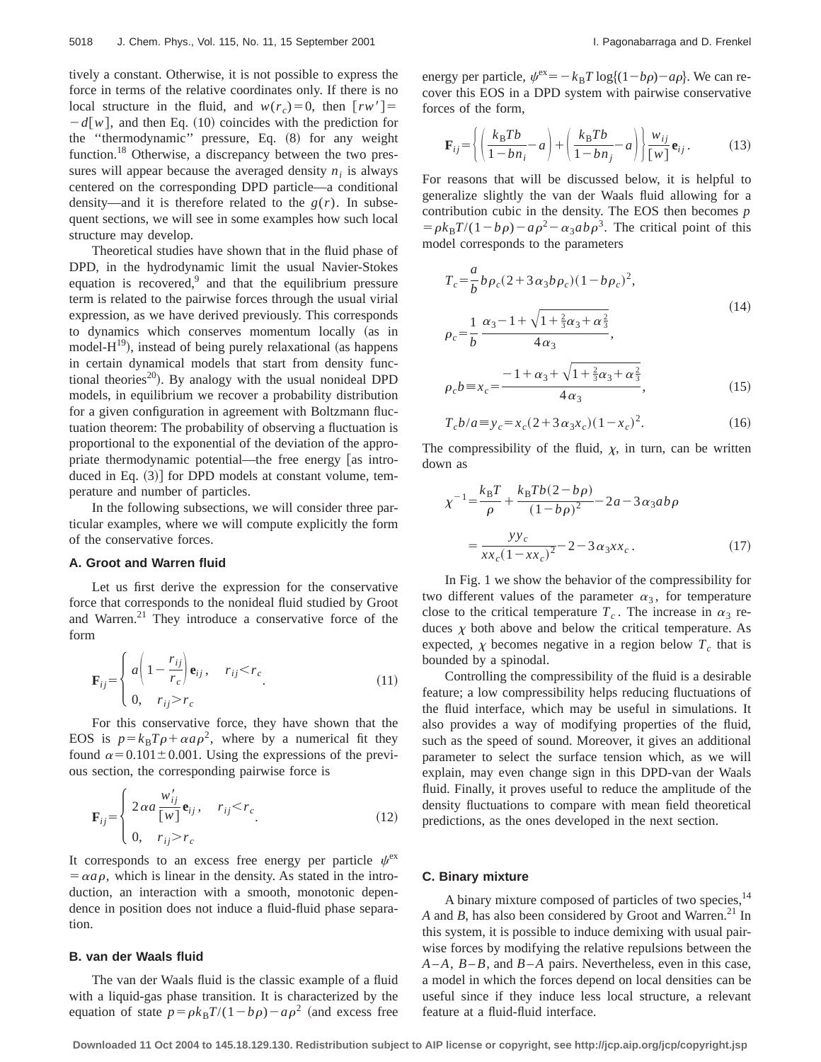tively a constant. Otherwise, it is not possible to express the force in terms of the relative coordinates only. If there is no local structure in the fluid, and $w(r_c)=0$, then $[rw']=-d[w]$, and then Eq. (10) coincides with the prediction for the "thermodynamic" pressure, Eq. (8) for any weight function.[18] Otherwise, a discrepancy between the two pressures will appear because the averaged density $n_i$ is always centered on the corresponding DPD particle—a conditional density—and it is therefore related to the $g(r)$. In subsequent sections, we will see in some examples how such local structure may develop.

Theoretical studies have shown that in the fluid phase of DPD, in the hydrodynamic limit the usual Navier-Stokes equation is recovered,[9] and that the equilibrium pressure term is related to the pairwise forces through the usual virial expression, as we have derived previously. This corresponds to dynamics which conserves momentum locally (as in model-H[19]), instead of being purely relaxational (as happens in certain dynamical models that start from density functional theories[20]). By analogy with the usual nonideal DPD models, in equilibrium we recover a probability distribution for a given configuration in agreement with Boltzmann fluctuation theorem: The probability of observing a fluctuation is proportional to the exponential of the deviation of the appropriate thermodynamic potential—the free energy [as introduced in Eq. (3)] for DPD models at constant volume, temperature and number of particles.

In the following subsections, we will consider three particular examples, where we will compute explicitly the form of the conservative forces.

### A. Groot and Warren fluid

Let us first derive the expression for the conservative force that corresponds to the nonideal fluid studied by Groot and Warren.[21] They introduce a conservative force of the form

$$\mathbf{F}_{ij}=\begin{cases} a\left(1-\dfrac{r_{ij}}{r_c}\right)\mathbf{e}_{ij}, & r_{ij}<r_c \\ 0, & r_{ij}>r_c \end{cases}. \tag{11}$$

For this conservative force, they have shown that the EOS is $p=k_BT\rho+\alpha a\rho^2$, where by a numerical fit they found $\alpha=0.101\pm0.001$. Using the expressions of the previous section, the corresponding pairwise force is

$$\mathbf{F}_{ij}=\begin{cases} 2\alpha a\dfrac{w'_{ij}}{[w]}\mathbf{e}_{ij}, & r_{ij}<r_c \\ 0, & r_{ij}>r_c \end{cases}. \tag{12}$$

It corresponds to an excess free energy per particle $\psi^{\mathrm{ex}}=\alpha a\rho$, which is linear in the density. As stated in the introduction, an interaction with a smooth, monotonic dependence in position does not induce a fluid-fluid phase separation.

### B. van der Waals fluid

The van der Waals fluid is the classic example of a fluid with a liquid-gas phase transition. It is characterized by the equation of state $p=\rho k_BT/(1-b\rho)-a\rho^2$ (and excess free energy per particle, $\psi^{\mathrm{ex}}=-k_BT\log\{(1-b\rho)-a\rho\}$. We can recover this EOS in a DPD system with pairwise conservative forces of the form,

$$\mathbf{F}_{ij}=\left\{\left(\frac{k_BTb}{1-bn_i}-a\right)+\left(\frac{k_BTb}{1-bn_j}-a\right)\right\}\frac{w_{ij}}{[w]}\mathbf{e}_{ij}. \tag{13}$$

For reasons that will be discussed below, it is helpful to generalize slightly the van der Waals fluid allowing for a contribution cubic in the density. The EOS then becomes $p=\rho k_BT/(1-b\rho)-a\rho^2-\alpha_3 ab\rho^3$. The critical point of this model corresponds to the parameters

$$\begin{aligned} T_c&=\frac{a}{b}b\rho_c(2+3\alpha_3 b\rho_c)(1-b\rho_c)^2,\\ \rho_c&=\frac{1}{b}\,\frac{\alpha_3-1+\sqrt{1+\frac{2}{3}\alpha_3+\alpha_3^{2}}}{4\alpha_3}, \end{aligned} \tag{14}$$

$$\rho_c b\equiv x_c=\frac{-1+\alpha_3+\sqrt{1+\frac{2}{3}\alpha_3+\alpha_3^{2}}}{4\alpha_3}, \tag{15}$$

$$T_c b/a\equiv y_c=x_c(2+3\alpha_3 x_c)(1-x_c)^2. \tag{16}$$

The compressibility of the fluid, $\chi$, in turn, can be written down as

$$\begin{aligned} \chi^{-1}&=\frac{k_BT}{\rho}+\frac{k_BTb(2-b\rho)}{(1-b\rho)^2}-2a-3\alpha_3 ab\rho\\ &=\frac{yy_c}{xx_c(1-xx_c)^2}-2-3\alpha_3 xx_c. \end{aligned} \tag{17}$$

In Fig. 1 we show the behavior of the compressibility for two different values of the parameter $\alpha_3$, for temperature close to the critical temperature $T_c$. The increase in $\alpha_3$ reduces $\chi$ both above and below the critical temperature. As expected, $\chi$ becomes negative in a region below $T_c$ that is bounded by a spinodal.

Controlling the compressibility of the fluid is a desirable feature; a low compressibility helps reducing fluctuations of the fluid interface, which may be useful in simulations. It also provides a way of modifying properties of the fluid, such as the speed of sound. Moreover, it gives an additional parameter to select the surface tension which, as we will explain, may even change sign in this DPD-van der Waals fluid. Finally, it proves useful to reduce the amplitude of the density fluctuations to compare with mean field theoretical predictions, as the ones developed in the next section.

### C. Binary mixture

A binary mixture composed of particles of two species,[14] $A$ and $B$, has also been considered by Groot and Warren.[21] In this system, it is possible to induce demixing with usual pairwise forces by modifying the relative repulsions between the $A$–$A$, $B$–$B$, and $B$–$A$ pairs. Nevertheless, even in this case, a model in which the forces depend on local densities can be useful since if they induce less local structure, a relevant feature at a fluid-fluid interface.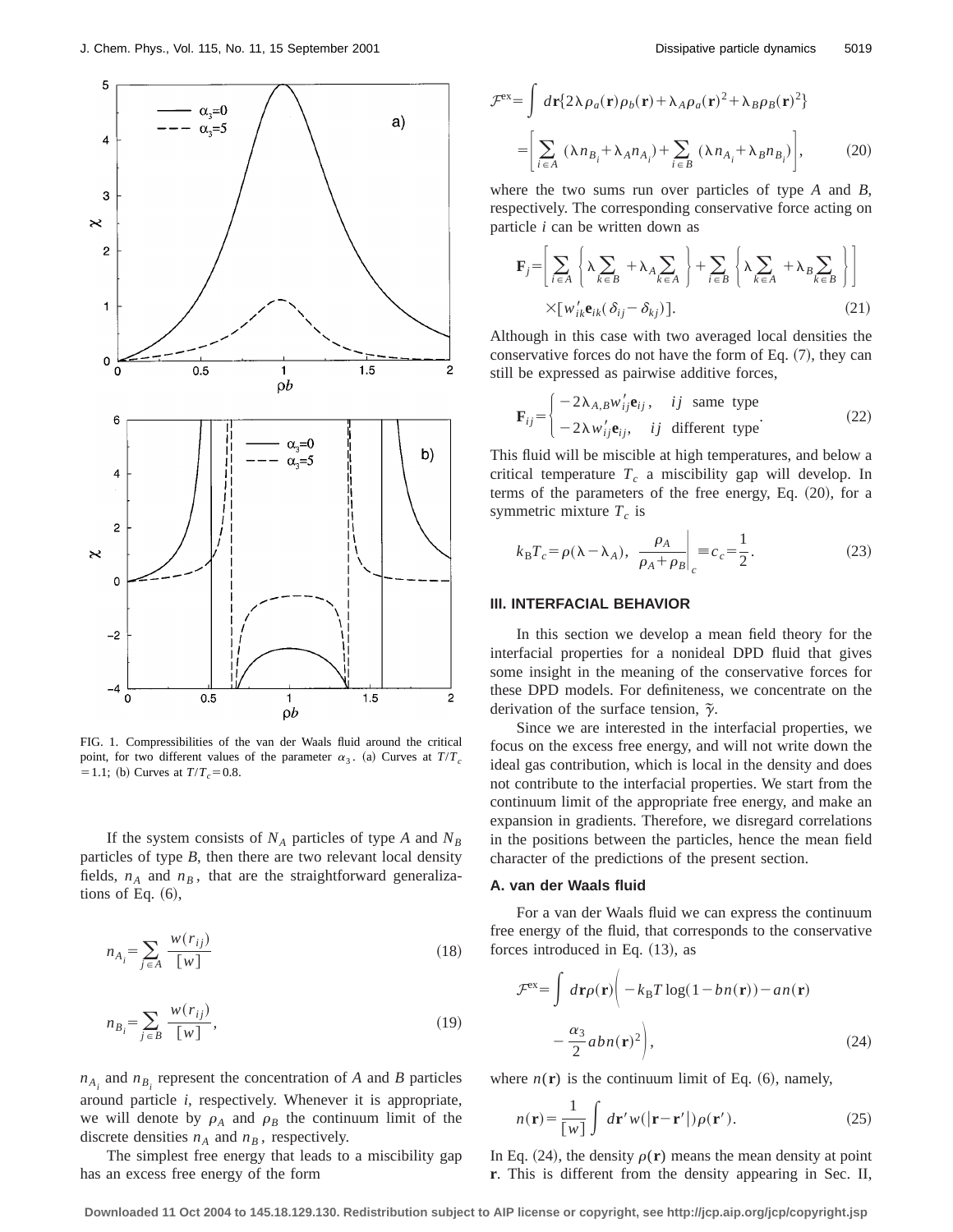FIG. 1. Compressibilities of the van der Waals fluid around the critical point, for two different values of the parameter $\alpha_3$. (a) Curves at $T/T_c = 1.1$; (b) Curves at $T/T_c = 0.8$.

If the system consists of $N_A$ particles of type $A$ and $N_B$ particles of type $B$, then there are two relevant local density fields, $n_A$ and $n_B$, that are the straightforward generalizations of Eq. (6),

$$n_{A_i} = \sum_{j \in A} \frac{w(r_{ij})}{[w]} \tag{18}$$

$$n_{B_i} = \sum_{j \in B} \frac{w(r_{ij})}{[w]}, \tag{19}$$

$n_{A_i}$ and $n_{B_i}$ represent the concentration of $A$ and $B$ particles around particle $i$, respectively. Whenever it is appropriate, we will denote by $\rho_A$ and $\rho_B$ the continuum limit of the discrete densities $n_A$ and $n_B$, respectively.

The simplest free energy that leads to a miscibility gap has an excess free energy of the form

$$\begin{aligned}\mathcal{F}^{\text{ex}} &= \int d\mathbf{r}\{2\lambda \rho_a(\mathbf{r})\rho_b(\mathbf{r}) + \lambda_A \rho_a(\mathbf{r})^2 + \lambda_B \rho_B(\mathbf{r})^2\} \\ &= \left[\sum_{i \in A} (\lambda n_{B_i} + \lambda_A n_{A_i}) + \sum_{i \in B} (\lambda n_{A_i} + \lambda_B n_{B_i})\right],\end{aligned} \tag{20}$$

where the two sums run over particles of type $A$ and $B$, respectively. The corresponding conservative force acting on particle $i$ can be written down as

$$\begin{aligned}\mathbf{F}_j = &\left[\sum_{i \in A}\left\{\lambda \sum_{k \in B} + \lambda_A \sum_{k \in A}\right\} + \sum_{i \in B}\left\{\lambda \sum_{k \in A} + \lambda_B \sum_{k \in B}\right\}\right] \\ &\times [w'_{ik}\mathbf{e}_{ik}(\delta_{ij} - \delta_{kj})].\end{aligned} \tag{21}$$

Although in this case with two averaged local densities the conservative forces do not have the form of Eq. (7), they can still be expressed as pairwise additive forces,

$$\mathbf{F}_{ij} = \begin{cases} -2\lambda_{A,B} w'_{ij}\mathbf{e}_{ij}, & ij \text{ same type} \\ -2\lambda w'_{ij}\mathbf{e}_{ij}, & ij \text{ different type} \end{cases}. \tag{22}$$

This fluid will be miscible at high temperatures, and below a critical temperature $T_c$ a miscibility gap will develop. In terms of the parameters of the free energy, Eq. (20), for a symmetric mixture $T_c$ is

$$k_B T_c = \rho(\lambda - \lambda_A), \quad \left.\frac{\rho_A}{\rho_A + \rho_B}\right|_c \equiv c_c = \frac{1}{2}. \tag{23}$$

## III. INTERFACIAL BEHAVIOR

In this section we develop a mean field theory for the interfacial properties for a nonideal DPD fluid that gives some insight in the meaning of the conservative forces for these DPD models. For definiteness, we concentrate on the derivation of the surface tension, $\tilde{\gamma}$.

Since we are interested in the interfacial properties, we focus on the excess free energy, and will not write down the ideal gas contribution, which is local in the density and does not contribute to the interfacial properties. We start from the continuum limit of the appropriate free energy, and make an expansion in gradients. Therefore, we disregard correlations in the positions between the particles, hence the mean field character of the predictions of the present section.

### A. van der Waals fluid

For a van der Waals fluid we can express the continuum free energy of the fluid, that corresponds to the conservative forces introduced in Eq. (13), as

$$\begin{aligned}\mathcal{F}^{\text{ex}} = \int d\mathbf{r}\rho(\mathbf{r})\bigg(&-k_B T \log(1 - bn(\mathbf{r})) - an(\mathbf{r}) \\ &- \frac{\alpha_3}{2} abn(\mathbf{r})^2\bigg),\end{aligned} \tag{24}$$

where $n(\mathbf{r})$ is the continuum limit of Eq. (6), namely,

$$n(\mathbf{r}) = \frac{1}{[w]}\int d\mathbf{r}' w(|\mathbf{r} - \mathbf{r}'|)\rho(\mathbf{r}'). \tag{25}$$

In Eq. (24), the density $\rho(\mathbf{r})$ means the mean density at point $\mathbf{r}$. This is different from the density appearing in Sec. II,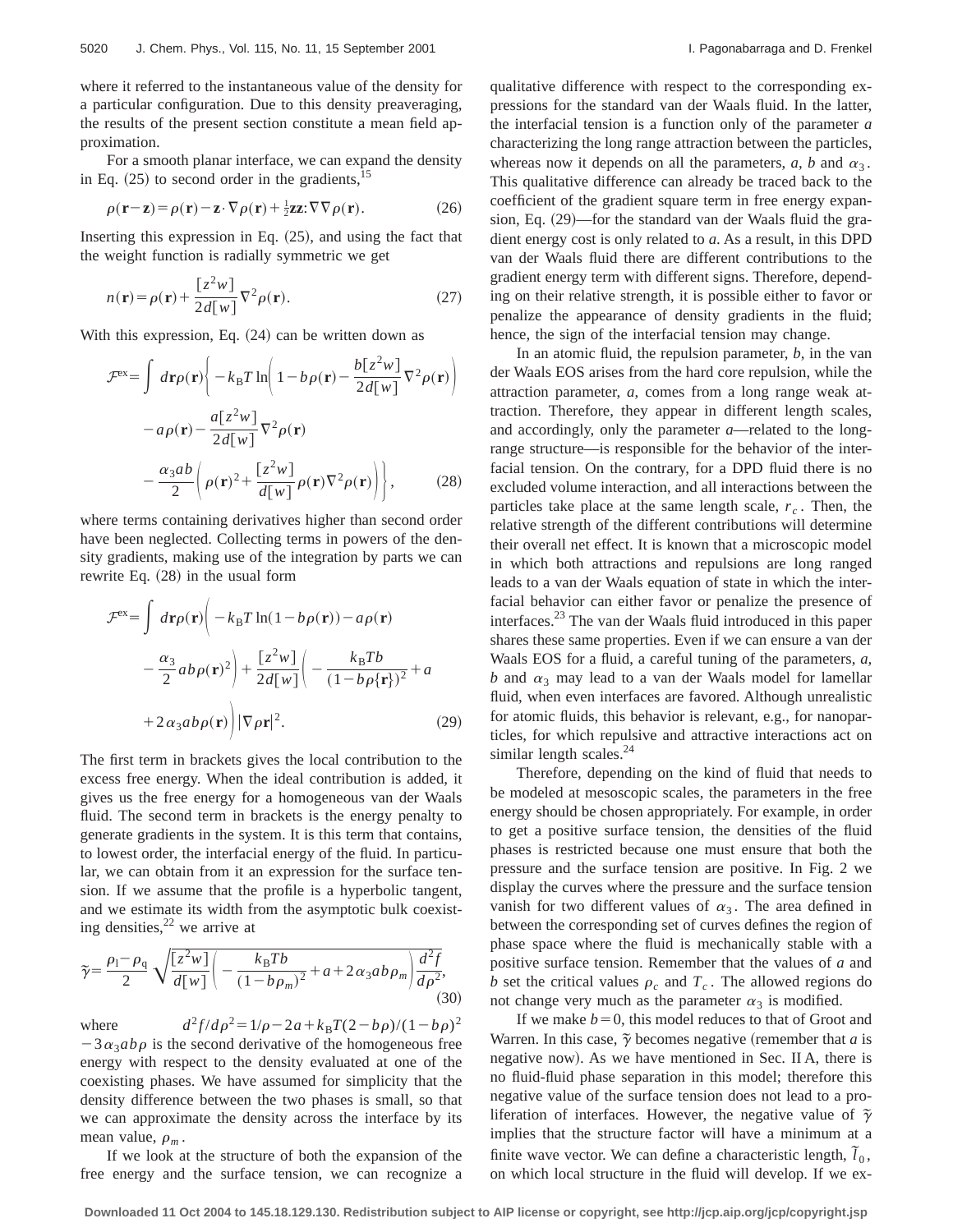where it referred to the instantaneous value of the density for a particular configuration. Due to this density preaveraging, the results of the present section constitute a mean field approximation.

For a smooth planar interface, we can expand the density in Eq. (25) to second order in the gradients,[15]

$$\rho(\mathbf{r}-\mathbf{z})=\rho(\mathbf{r})-\mathbf{z}\cdot\nabla\rho(\mathbf{r})+\tfrac{1}{2}\mathbf{zz}:\nabla\nabla\rho(\mathbf{r}). \tag{26}$$

Inserting this expression in Eq. (25), and using the fact that the weight function is radially symmetric we get

$$n(\mathbf{r})=\rho(\mathbf{r})+\frac{[z^2w]}{2d[w]}\nabla^2\rho(\mathbf{r}). \tag{27}$$

With this expression, Eq. (24) can be written down as

$$\begin{aligned}\mathcal{F}^{\mathrm{ex}}=\int d\mathbf{r}\rho(\mathbf{r})\Bigg\{&-k_{\mathrm{B}}T\ln\left(1-b\rho(\mathbf{r})-\frac{b[z^2w]}{2d[w]}\nabla^2\rho(\mathbf{r})\right)\\&-a\rho(\mathbf{r})-\frac{a[z^2w]}{2d[w]}\nabla^2\rho(\mathbf{r})\\&-\frac{\alpha_3 ab}{2}\left(\rho(\mathbf{r})^2+\frac{[z^2w]}{d[w]}\rho(\mathbf{r})\nabla^2\rho(\mathbf{r})\right)\Bigg\},\end{aligned} \tag{28}$$

where terms containing derivatives higher than second order have been neglected. Collecting terms in powers of the density gradients, making use of the integration by parts we can rewrite Eq. (28) in the usual form

$$\begin{aligned}\mathcal{F}^{\mathrm{ex}}=\int d\mathbf{r}\rho(\mathbf{r})\Bigg(&-k_{\mathrm{B}}T\ln(1-b\rho(\mathbf{r}))-a\rho(\mathbf{r})\\&-\frac{\alpha_3}{2}ab\rho(\mathbf{r})^2\Bigg)+\frac{[z^2w]}{2d[w]}\Bigg(-\frac{k_{\mathrm{B}}Tb}{(1-b\rho\{\mathbf{r}\})^2}+a\\&+2\alpha_3 ab\rho(\mathbf{r})\Bigg)|\nabla\rho\mathbf{r}|^2.\end{aligned} \tag{29}$$

The first term in brackets gives the local contribution to the excess free energy. When the ideal contribution is added, it gives us the free energy for a homogeneous van der Waals fluid. The second term in brackets is the energy penalty to generate gradients in the system. It is this term that contains, to lowest order, the interfacial energy of the fluid. In particular, we can obtain from it an expression for the surface tension. If we assume that the profile is a hyperbolic tangent, and we estimate its width from the asymptotic bulk coexisting densities,[22] we arrive at

$$\tilde{\gamma}=\frac{\rho_{\mathrm{l}}-\rho_{\mathrm{q}}}{2}\sqrt{\frac{[z^2w]}{d[w]}\left(-\frac{k_{\mathrm{B}}Tb}{(1-b\rho_m)^2}+a+2\alpha_3 ab\rho_m\right)\frac{d^2f}{d\rho^2}}, \tag{30}$$

where $d^2f/d\rho^2=1/\rho-2a+k_{\mathrm{B}}T(2-b\rho)/(1-b\rho)^2-3\alpha_3 ab\rho$ is the second derivative of the homogeneous free energy with respect to the density evaluated at one of the coexisting phases. We have assumed for simplicity that the density difference between the two phases is small, so that we can approximate the density across the interface by its mean value, $\rho_m$.

If we look at the structure of both the expansion of the free energy and the surface tension, we can recognize a qualitative difference with respect to the corresponding expressions for the standard van der Waals fluid. In the latter, the interfacial tension is a function only of the parameter $a$ characterizing the long range attraction between the particles, whereas now it depends on all the parameters, $a$, $b$ and $\alpha_3$. This qualitative difference can already be traced back to the coefficient of the gradient square term in free energy expansion, Eq. (29)—for the standard van der Waals fluid the gradient energy cost is only related to $a$. As a result, in this DPD van der Waals fluid there are different contributions to the gradient energy term with different signs. Therefore, depending on their relative strength, it is possible either to favor or penalize the appearance of density gradients in the fluid; hence, the sign of the interfacial tension may change.

In an atomic fluid, the repulsion parameter, $b$, in the van der Waals EOS arises from the hard core repulsion, while the attraction parameter, $a$, comes from a long range weak attraction. Therefore, they appear in different length scales, and accordingly, only the parameter $a$—related to the long-range structure—is responsible for the behavior of the interfacial tension. On the contrary, for a DPD fluid there is no excluded volume interaction, and all interactions between the particles take place at the same length scale, $r_c$. Then, the relative strength of the different contributions will determine their overall net effect. It is known that a microscopic model in which both attractions and repulsions are long ranged leads to a van der Waals equation of state in which the interfacial behavior can either favor or penalize the presence of interfaces.[23] The van der Waals fluid introduced in this paper shares these same properties. Even if we can ensure a van der Waals EOS for a fluid, a careful tuning of the parameters, $a$, $b$ and $\alpha_3$ may lead to a van der Waals model for lamellar fluid, when even interfaces are favored. Although unrealistic for atomic fluids, this behavior is relevant, e.g., for nanoparticles, for which repulsive and attractive interactions act on similar length scales.[24]

Therefore, depending on the kind of fluid that needs to be modeled at mesoscopic scales, the parameters in the free energy should be chosen appropriately. For example, in order to get a positive surface tension, the densities of the fluid phases is restricted because one must ensure that both the pressure and the surface tension are positive. In Fig. 2 we display the curves where the pressure and the surface tension vanish for two different values of $\alpha_3$. The area defined in between the corresponding set of curves defines the region of phase space where the fluid is mechanically stable with a positive surface tension. Remember that the values of $a$ and $b$ set the critical values $\rho_c$ and $T_c$. The allowed regions do not change very much as the parameter $\alpha_3$ is modified.

If we make $b=0$, this model reduces to that of Groot and Warren. In this case, $\tilde{\gamma}$ becomes negative (remember that $a$ is negative now). As we have mentioned in Sec. II A, there is no fluid-fluid phase separation in this model; therefore this negative value of the surface tension does not lead to a proliferation of interfaces. However, the negative value of $\tilde{\gamma}$ implies that the structure factor will have a minimum at a finite wave vector. We can define a characteristic length, $\tilde{l}_0$, on which local structure in the fluid will develop. If we ex-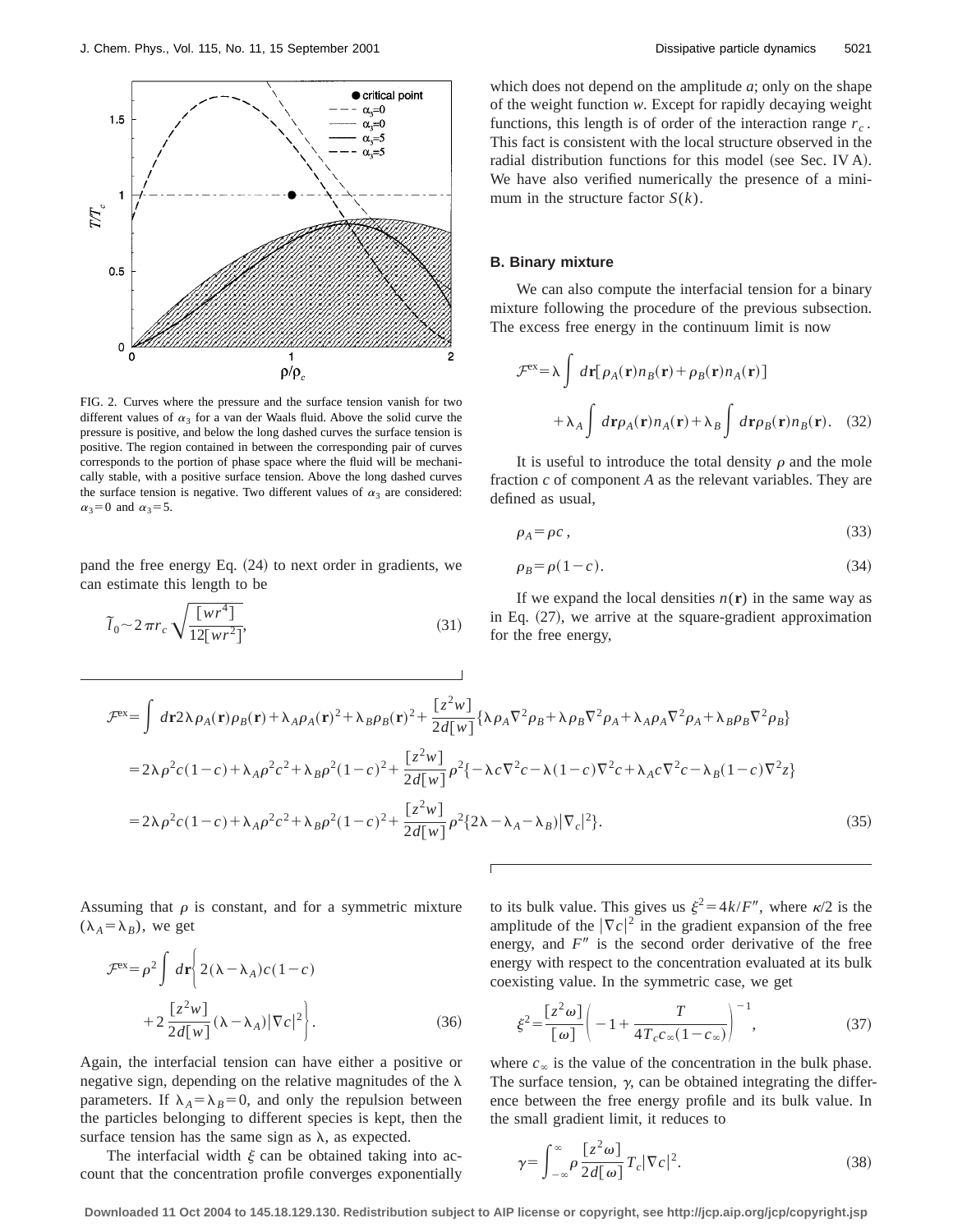FIG. 2. Curves where the pressure and the surface tension vanish for two different values of $\alpha_3$ for a van der Waals fluid. Above the solid curve the pressure is positive, and below the long dashed curves the surface tension is positive. The region contained in between the corresponding pair of curves corresponds to the portion of phase space where the fluid will be mechanically stable, with a positive surface tension. Above the long dashed curves the surface tension is negative. Two different values of $\alpha_3$ are considered: $\alpha_3=0$ and $\alpha_3=5$.

pand the free energy Eq. (24) to next order in gradients, we can estimate this length to be

$$\tilde{l}_0 \sim 2\pi r_c \sqrt{\frac{[wr^4]}{12[wr^2]}}, \tag{31}$$

which does not depend on the amplitude $a$; only on the shape of the weight function $w$. Except for rapidly decaying weight functions, this length is of order of the interaction range $r_c$. This fact is consistent with the local structure observed in the radial distribution functions for this model (see Sec. IV A). We have also verified numerically the presence of a minimum in the structure factor $S(k)$.

### B. Binary mixture

We can also compute the interfacial tension for a binary mixture following the procedure of the previous subsection. The excess free energy in the continuum limit is now

$$\mathcal{F}^{\text{ex}} = \lambda \int d\mathbf{r}[\rho_A(\mathbf{r})n_B(\mathbf{r}) + \rho_B(\mathbf{r})n_A(\mathbf{r})] + \lambda_A \int d\mathbf{r}\rho_A(\mathbf{r})n_A(\mathbf{r}) + \lambda_B \int d\mathbf{r}\rho_B(\mathbf{r})n_B(\mathbf{r}). \tag{32}$$

It is useful to introduce the total density $\rho$ and the mole fraction $c$ of component $A$ as the relevant variables. They are defined as usual,

$$\rho_A = \rho c, \tag{33}$$

$$\rho_B = \rho(1-c). \tag{34}$$

If we expand the local densities $n(\mathbf{r})$ in the same way as in Eq. (27), we arrive at the square-gradient approximation for the free energy,

$$\begin{aligned}
\mathcal{F}^{\text{ex}} &= \int d\mathbf{r} 2\lambda \rho_A(\mathbf{r})\rho_B(\mathbf{r}) + \lambda_A \rho_A(\mathbf{r})^2 + \lambda_B \rho_B(\mathbf{r})^2 + \frac{[z^2 w]}{2d[w]}\{\lambda \rho_A \nabla^2 \rho_B + \lambda \rho_B \nabla^2 \rho_A + \lambda_A \rho_A \nabla^2 \rho_A + \lambda_B \rho_B \nabla^2 \rho_B\} \\
&= 2\lambda \rho^2 c(1-c) + \lambda_A \rho^2 c^2 + \lambda_B \rho^2 (1-c)^2 + \frac{[z^2 w]}{2d[w]}\rho^2\{-\lambda c \nabla^2 c - \lambda(1-c)\nabla^2 c + \lambda_A c \nabla^2 c - \lambda_B (1-c)\nabla^2 z\} \\
&= 2\lambda \rho^2 c(1-c) + \lambda_A \rho^2 c^2 + \lambda_B \rho^2 (1-c)^2 + \frac{[z^2 w]}{2d[w]}\rho^2\{2\lambda - \lambda_A - \lambda_B)|\nabla_c|^2\}.
\end{aligned} \tag{35}$$

Assuming that $\rho$ is constant, and for a symmetric mixture ($\lambda_A=\lambda_B$), we get

$$\mathcal{F}^{\text{ex}} = \rho^2 \int d\mathbf{r}\left\{2(\lambda-\lambda_A)c(1-c) + 2\frac{[z^2 w]}{2d[w]}(\lambda-\lambda_A)|\nabla c|^2\right\}. \tag{36}$$

Again, the interfacial tension can have either a positive or negative sign, depending on the relative magnitudes of the $\lambda$ parameters. If $\lambda_A=\lambda_B=0$, and only the repulsion between the particles belonging to different species is kept, then the surface tension has the same sign as $\lambda$, as expected.

The interfacial width $\xi$ can be obtained taking into account that the concentration profile converges exponentially to its bulk value. This gives us $\xi^2 = 4k/F''$, where $\kappa/2$ is the amplitude of the $|\nabla c|^2$ in the gradient expansion of the free energy, and $F''$ is the second order derivative of the free energy with respect to the concentration evaluated at its bulk coexisting value. In the symmetric case, we get

$$\xi^2 = \frac{[z^2 \omega]}{[\omega]}\left(-1 + \frac{T}{4T_c c_\infty (1-c_\infty)}\right)^{-1}, \tag{37}$$

where $c_\infty$ is the value of the concentration in the bulk phase. The surface tension, $\gamma$, can be obtained integrating the difference between the free energy profile and its bulk value. In the small gradient limit, it reduces to

$$\gamma = \int_{-\infty}^{\infty} \rho \frac{[z^2 \omega]}{2d[\omega]} T_c |\nabla c|^2. \tag{38}$$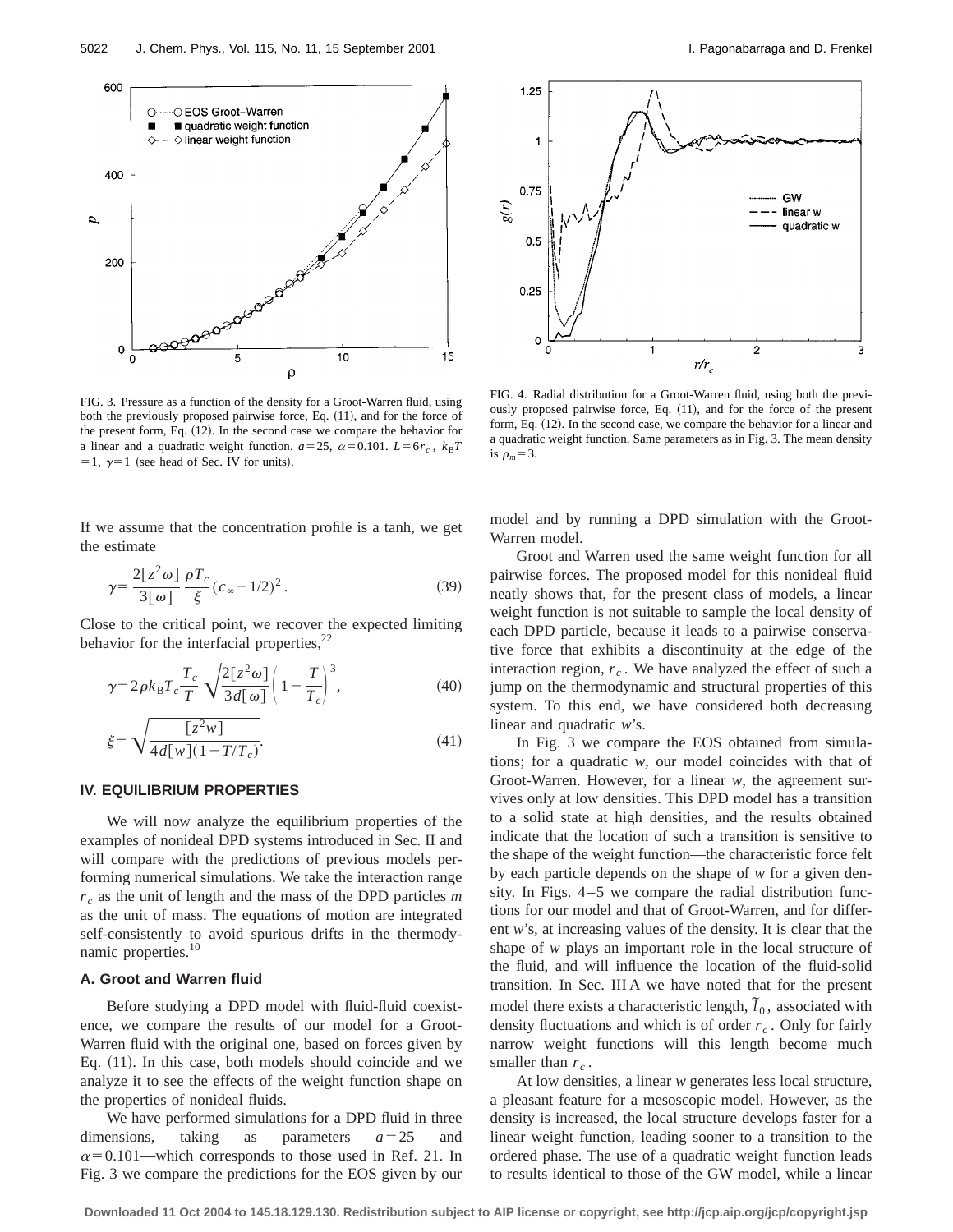FIG. 3. Pressure as a function of the density for a Groot-Warren fluid, using both the previously proposed pairwise force, Eq. (11), and for the force of the present form, Eq. (12). In the second case we compare the behavior for a linear and a quadratic weight function. $a=25$, $\alpha=0.101$. $L=6r_c$, $k_BT=1$, $\gamma=1$ (see head of Sec. IV for units).

FIG. 4. Radial distribution for a Groot-Warren fluid, using both the previously proposed pairwise force, Eq. (11), and for the force of the present form, Eq. (12). In the second case, we compare the behavior for a linear and a quadratic weight function. Same parameters as in Fig. 3. The mean density is $\rho_m=3$.

If we assume that the concentration profile is a tanh, we get the estimate

$$\gamma=\frac{2[z^2\omega]}{3[\omega]}\frac{\rho T_c}{\xi}(c_\infty-1/2)^2. \tag{39}$$

Close to the critical point, we recover the expected limiting behavior for the interfacial properties,[22]

$$\gamma=2\rho k_B T_c\frac{T_c}{T}\sqrt{\frac{2[z^2\omega]}{3d[\omega]}\left(1-\frac{T}{T_c}\right)^3}, \tag{40}$$

$$\xi=\sqrt{\frac{[z^2 w]}{4d[w](1-T/T_c)}}. \tag{41}$$

## IV. EQUILIBRIUM PROPERTIES

We will now analyze the equilibrium properties of the examples of nonideal DPD systems introduced in Sec. II and will compare with the predictions of previous models performing numerical simulations. We take the interaction range $r_c$ as the unit of length and the mass of the DPD particles $m$ as the unit of mass. The equations of motion are integrated self-consistently to avoid spurious drifts in the thermodynamic properties.[10]

### A. Groot and Warren fluid

Before studying a DPD model with fluid-fluid coexistence, we compare the results of our model for a Groot-Warren fluid with the original one, based on forces given by Eq. (11). In this case, both models should coincide and we analyze it to see the effects of the weight function shape on the properties of nonideal fluids.

We have performed simulations for a DPD fluid in three dimensions, taking as parameters $a=25$ and $\alpha=0.101$—which corresponds to those used in Ref. 21. In Fig. 3 we compare the predictions for the EOS given by our model and by running a DPD simulation with the Groot-Warren model.

Groot and Warren used the same weight function for all pairwise forces. The proposed model for this nonideal fluid neatly shows that, for the present class of models, a linear weight function is not suitable to sample the local density of each DPD particle, because it leads to a pairwise conservative force that exhibits a discontinuity at the edge of the interaction region, $r_c$. We have analyzed the effect of such a jump on the thermodynamic and structural properties of this system. To this end, we have considered both decreasing linear and quadratic $w$'s.

In Fig. 3 we compare the EOS obtained from simulations; for a quadratic $w$, our model coincides with that of Groot-Warren. However, for a linear $w$, the agreement survives only at low densities. This DPD model has a transition to a solid state at high densities, and the results obtained indicate that the location of such a transition is sensitive to the shape of the weight function—the characteristic force felt by each particle depends on the shape of $w$ for a given density. In Figs. 4–5 we compare the radial distribution functions for our model and that of Groot-Warren, and for different $w$'s, at increasing values of the density. It is clear that the shape of $w$ plays an important role in the local structure of the fluid, and will influence the location of the fluid-solid transition. In Sec. III A we have noted that for the present model there exists a characteristic length, $\tilde{l}_0$, associated with density fluctuations and which is of order $r_c$. Only for fairly narrow weight functions will this length become much smaller than $r_c$.

At low densities, a linear $w$ generates less local structure, a pleasant feature for a mesoscopic model. However, as the density is increased, the local structure develops faster for a linear weight function, leading sooner to a transition to the ordered phase. The use of a quadratic weight function leads to results identical to those of the GW model, while a linear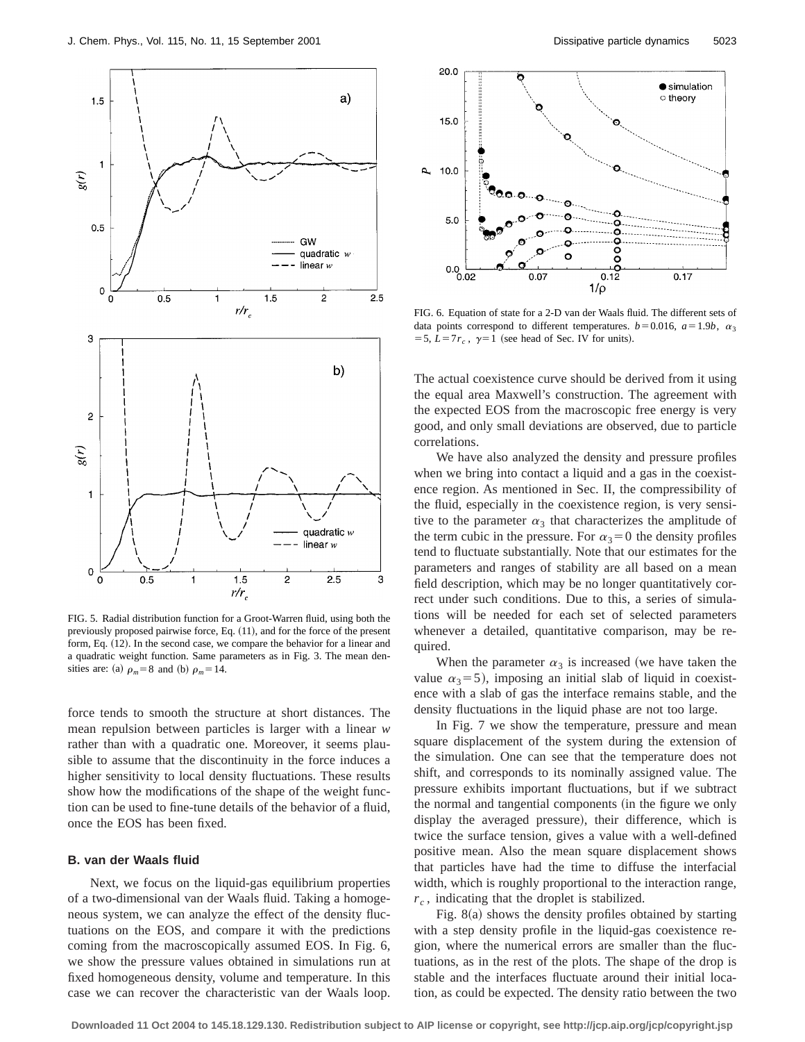FIG. 5. Radial distribution function for a Groot-Warren fluid, using both the previously proposed pairwise force, Eq. (11), and for the force of the present form, Eq. (12). In the second case, we compare the behavior for a linear and a quadratic weight function. Same parameters as in Fig. 3. The mean densities are: (a) $\rho_m = 8$ and (b) $\rho_m = 14$.

force tends to smooth the structure at short distances. The mean repulsion between particles is larger with a linear $w$ rather than with a quadratic one. Moreover, it seems plausible to assume that the discontinuity in the force induces a higher sensitivity to local density fluctuations. These results show how the modifications of the shape of the weight function can be used to fine-tune details of the behavior of a fluid, once the EOS has been fixed.

### B. van der Waals fluid

Next, we focus on the liquid-gas equilibrium properties of a two-dimensional van der Waals fluid. Taking a homogeneous system, we can analyze the effect of the density fluctuations on the EOS, and compare it with the predictions coming from the macroscopically assumed EOS. In Fig. 6, we show the pressure values obtained in simulations run at fixed homogeneous density, volume and temperature. In this case we can recover the characteristic van der Waals loop. The actual coexistence curve should be derived from it using the equal area Maxwell's construction. The agreement with the expected EOS from the macroscopic free energy is very good, and only small deviations are observed, due to particle correlations.

FIG. 6. Equation of state for a 2-D van der Waals fluid. The different sets of data points correspond to different temperatures. $b = 0.016$, $a = 1.9b$, $\alpha_3 = 5$, $L = 7r_c$, $\gamma = 1$ (see head of Sec. IV for units).

We have also analyzed the density and pressure profiles when we bring into contact a liquid and a gas in the coexistence region. As mentioned in Sec. II, the compressibility of the fluid, especially in the coexistence region, is very sensitive to the parameter $\alpha_3$ that characterizes the amplitude of the term cubic in the pressure. For $\alpha_3 = 0$ the density profiles tend to fluctuate substantially. Note that our estimates for the parameters and ranges of stability are all based on a mean field description, which may be no longer quantitatively correct under such conditions. Due to this, a series of simulations will be needed for each set of selected parameters whenever a detailed, quantitative comparison, may be required.

When the parameter $\alpha_3$ is increased (we have taken the value $\alpha_3 = 5$), imposing an initial slab of liquid in coexistence with a slab of gas the interface remains stable, and the density fluctuations in the liquid phase are not too large.

In Fig. 7 we show the temperature, pressure and mean square displacement of the system during the extension of the simulation. One can see that the temperature does not shift, and corresponds to its nominally assigned value. The pressure exhibits important fluctuations, but if we subtract the normal and tangential components (in the figure we only display the averaged pressure), their difference, which is twice the surface tension, gives a value with a well-defined positive mean. Also the mean square displacement shows that particles have had the time to diffuse the interfacial width, which is roughly proportional to the interaction range, $r_c$, indicating that the droplet is stabilized.

Fig. 8(a) shows the density profiles obtained by starting with a step density profile in the liquid-gas coexistence region, where the numerical errors are smaller than the fluctuations, as in the rest of the plots. The shape of the drop is stable and the interfaces fluctuate around their initial location, as could be expected. The density ratio between the two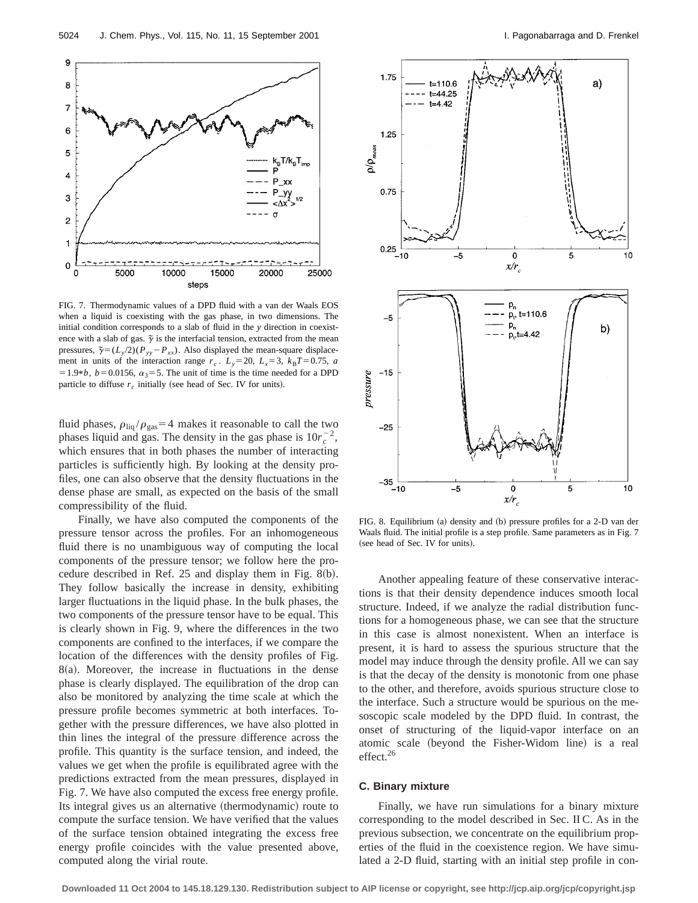FIG. 7. Thermodynamic values of a DPD fluid with a van der Waals EOS when a liquid is coexisting with the gas phase, in two dimensions. The initial condition corresponds to a slab of fluid in the $y$ direction in coexistence with a slab of gas. $\tilde{\gamma}$ is the interfacial tension, extracted from the mean pressures, $\tilde{\gamma}=(L_y/2)(P_{yy}-P_{xx})$. Also displayed the mean-square displacement in units of the interaction range $r_c$. $L_y=20$, $L_x=3$, $k_BT=0.75$, $a=1.9*b$, $b=0.0156$, $\alpha_3=5$. The unit of time is the time needed for a DPD particle to diffuse $r_c$ initially (see head of Sec. IV for units).

fluid phases, $\rho_{\text{liq}}/\rho_{\text{gas}}=4$ makes it reasonable to call the two phases liquid and gas. The density in the gas phase is $10r_c^{-2}$, which ensures that in both phases the number of interacting particles is sufficiently high. By looking at the density profiles, one can also observe that the density fluctuations in the dense phase are small, as expected on the basis of the small compressibility of the fluid.

Finally, we have also computed the components of the pressure tensor across the profiles. For an inhomogeneous fluid there is no unambiguous way of computing the local components of the pressure tensor; we follow here the procedure described in Ref. 25 and display them in Fig. 8(b). They follow basically the increase in density, exhibiting larger fluctuations in the liquid phase. In the bulk phases, the two components of the pressure tensor have to be equal. This is clearly shown in Fig. 9, where the differences in the two components are confined to the interfaces, if we compare the location of the differences with the density profiles of Fig. 8(a). Moreover, the increase in fluctuations in the dense phase is clearly displayed. The equilibration of the drop can also be monitored by analyzing the time scale at which the pressure profile becomes symmetric at both interfaces. Together with the pressure differences, we have also plotted in thin lines the integral of the pressure difference across the profile. This quantity is the surface tension, and indeed, the values we get when the profile is equilibrated agree with the predictions extracted from the mean pressures, displayed in Fig. 7. We have also computed the excess free energy profile. Its integral gives us an alternative (thermodynamic) route to compute the surface tension. We have verified that the values of the surface tension obtained integrating the excess free energy profile coincides with the value presented above, computed along the virial route.

FIG. 8. Equilibrium (a) density and (b) pressure profiles for a 2-D van der Waals fluid. The initial profile is a step profile. Same parameters as in Fig. 7 (see head of Sec. IV for units).

Another appealing feature of these conservative interactions is that their density dependence induces smooth local structure. Indeed, if we analyze the radial distribution functions for a homogeneous phase, we can see that the structure in this case is almost nonexistent. When an interface is present, it is hard to assess the spurious structure that the model may induce through the density profile. All we can say is that the decay of the density is monotonic from one phase to the other, and therefore, avoids spurious structure close to the interface. Such a structure would be spurious on the mesoscopic scale modeled by the DPD fluid. In contrast, the onset of structuring of the liquid-vapor interface on an atomic scale (beyond the Fisher-Widom line) is a real effect.[26]

### C. Binary mixture

Finally, we have run simulations for a binary mixture corresponding to the model described in Sec. II C. As in the previous subsection, we concentrate on the equilibrium properties of the fluid in the coexistence region. We have simulated a 2-D fluid, starting with an initial step profile in con-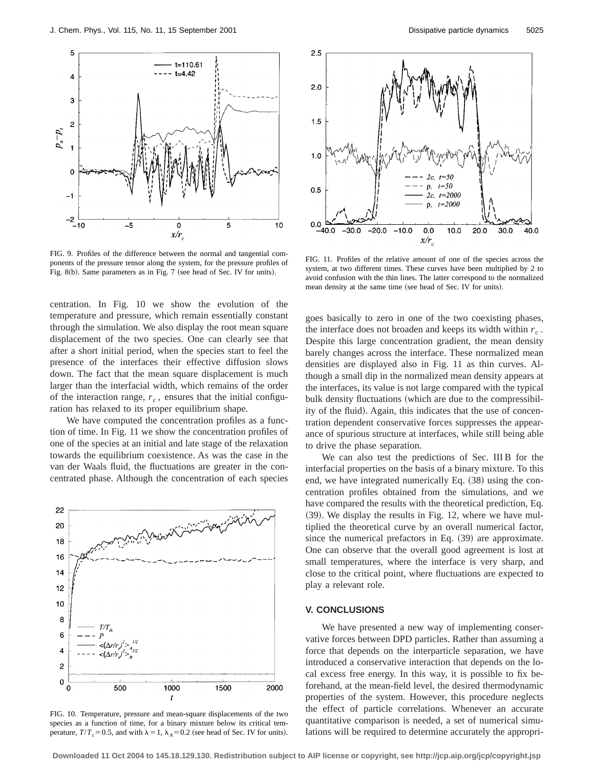FIG. 9. Profiles of the difference between the normal and tangential components of the pressure tensor along the system, for the pressure profiles of Fig. 8(b). Same parameters as in Fig. 7 (see head of Sec. IV for units).

FIG. 11. Profiles of the relative amount of one of the species across the system, at two different times. These curves have been multiplied by 2 to avoid confusion with the thin lines. The latter correspond to the normalized mean density at the same time (see head of Sec. IV for units).

centration. In Fig. 10 we show the evolution of the temperature and pressure, which remain essentially constant through the simulation. We also display the root mean square displacement of the two species. One can clearly see that after a short initial period, when the species start to feel the presence of the interfaces their effective diffusion slows down. The fact that the mean square displacement is much larger than the interfacial width, which remains of the order of the interaction range, $r_c$, ensures that the initial configuration has relaxed to its proper equilibrium shape.

We have computed the concentration profiles as a function of time. In Fig. 11 we show the concentration profiles of one of the species at an initial and late stage of the relaxation towards the equilibrium coexistence. As was the case in the van der Waals fluid, the fluctuations are greater in the concentrated phase. Although the concentration of each species goes basically to zero in one of the two coexisting phases, the interface does not broaden and keeps its width within $r_c$. Despite this large concentration gradient, the mean density barely changes across the interface. These normalized mean densities are displayed also in Fig. 11 as thin curves. Although a small dip in the normalized mean density appears at the interfaces, its value is not large compared with the typical bulk density fluctuations (which are due to the compressibility of the fluid). Again, this indicates that the use of concentration dependent conservative forces suppresses the appearance of spurious structure at interfaces, while still being able to drive the phase separation.

FIG. 10. Temperature, pressure and mean-square displacements of the two species as a function of time, for a binary mixture below its critical temperature, $T/T_c = 0.5$, and with $\lambda = 1$, $\lambda_A = 0.2$ (see head of Sec. IV for units).

We can also test the predictions of Sec. III B for the interfacial properties on the basis of a binary mixture. To this end, we have integrated numerically Eq. (38) using the concentration profiles obtained from the simulations, and we have compared the results with the theoretical prediction, Eq. (39). We display the results in Fig. 12, where we have multiplied the theoretical curve by an overall numerical factor, since the numerical prefactors in Eq. (39) are approximate. One can observe that the overall good agreement is lost at small temperatures, where the interface is very sharp, and close to the critical point, where fluctuations are expected to play a relevant role.

## V. CONCLUSIONS

We have presented a new way of implementing conservative forces between DPD particles. Rather than assuming a force that depends on the interparticle separation, we have introduced a conservative interaction that depends on the local excess free energy. In this way, it is possible to fix beforehand, at the mean-field level, the desired thermodynamic properties of the system. However, this procedure neglects the effect of particle correlations. Whenever an accurate quantitative comparison is needed, a set of numerical simulations will be required to determine accurately the appropri-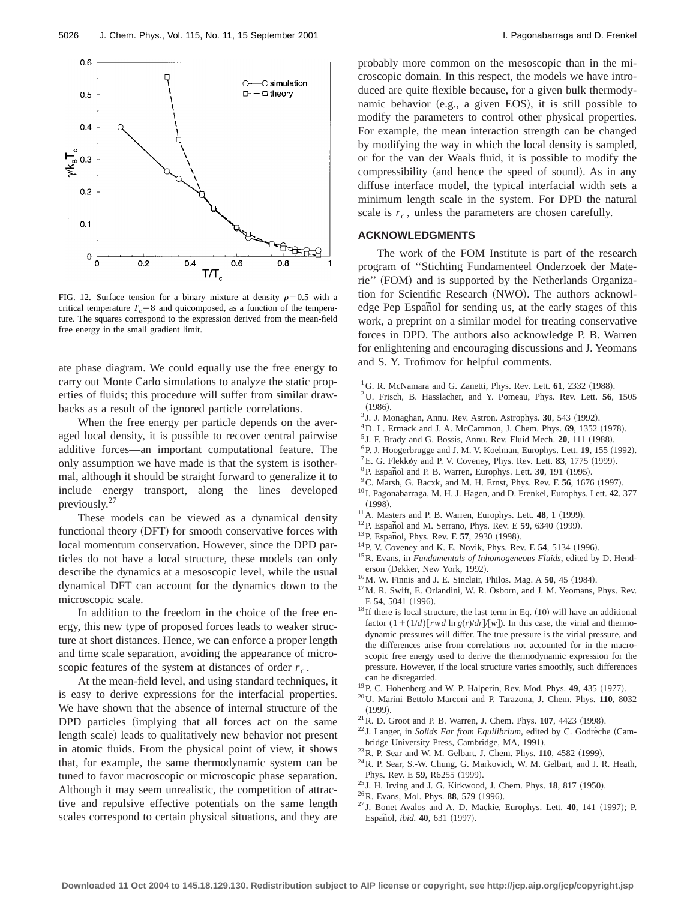0.6
0.5
0.4
$\gamma/k_BT_c$ 0.3
0.2
0.1
0
0 0.2 0.4 0.6 0.8 1
$T/T_c$
simulation
theory

FIG. 12. Surface tension for a binary mixture at density $\rho=0.5$ with a critical temperature $T_c=8$ and quicomposed, as a function of the temperature. The squares correspond to the expression derived from the mean-field free energy in the small gradient limit.

ate phase diagram. We could equally use the free energy to carry out Monte Carlo simulations to analyze the static properties of fluids; this procedure will suffer from similar drawbacks as a result of the ignored particle correlations.

When the free energy per particle depends on the averaged local density, it is possible to recover central pairwise additive forces—an important computational feature. The only assumption we have made is that the system is isothermal, although it should be straight forward to generalize it to include energy transport, along the lines developed previously.[27]

These models can be viewed as a dynamical density functional theory (DFT) for smooth conservative forces with local momentum conservation. However, since the DPD particles do not have a local structure, these models can only describe the dynamics at a mesoscopic level, while the usual dynamical DFT can account for the dynamics down to the microscopic scale.

In addition to the freedom in the choice of the free energy, this new type of proposed forces leads to weaker structure at short distances. Hence, we can enforce a proper length and time scale separation, avoiding the appearance of microscopic features of the system at distances of order $r_c$.

At the mean-field level, and using standard techniques, it is easy to derive expressions for the interfacial properties. We have shown that the absence of internal structure of the DPD particles (implying that all forces act on the same length scale) leads to qualitatively new behavior not present in atomic fluids. From the physical point of view, it shows that, for example, the same thermodynamic system can be tuned to favor macroscopic or microscopic phase separation. Although it may seem unrealistic, the competition of attractive and repulsive effective potentials on the same length scales correspond to certain physical situations, and they are probably more common on the mesoscopic than in the microscopic domain. In this respect, the models we have introduced are quite flexible because, for a given bulk thermodynamic behavior (e.g., a given EOS), it is still possible to modify the parameters to control other physical properties. For example, the mean interaction strength can be changed by modifying the way in which the local density is sampled, or for the van der Waals fluid, it is possible to modify the compressibility (and hence the speed of sound). As in any diffuse interface model, the typical interfacial width sets a minimum length scale in the system. For DPD the natural scale is $r_c$, unless the parameters are chosen carefully.

## ACKNOWLEDGMENTS

The work of the FOM Institute is part of the research program of ''Stichting Fundamenteel Onderzoek der Materie'' (FOM) and is supported by the Netherlands Organization for Scientific Research (NWO). The authors acknowledge Pep Español for sending us, at the early stages of this work, a preprint on a similar model for treating conservative forces in DPD. The authors also acknowledge P. B. Warren for enlightening and encouraging discussions and J. Yeomans and S. Y. Trofimov for helpful comments.

[1] G. R. McNamara and G. Zanetti, Phys. Rev. Lett. **61**, 2332 (1988).
[2] U. Frisch, B. Hasslacher, and Y. Pomeau, Phys. Rev. Lett. **56**, 1505 (1986).
[3] J. J. Monaghan, Annu. Rev. Astron. Astrophys. **30**, 543 (1992).
[4] D. L. Ermack and J. A. McCammon, J. Chem. Phys. **69**, 1352 (1978).
[5] J. F. Brady and G. Bossis, Annu. Rev. Fluid Mech. **20**, 111 (1988).
[6] P. J. Hoogerbrugge and J. M. V. Koelman, Europhys. Lett. **19**, 155 (1992).
[7] E. G. Flekkøy and P. V. Coveney, Phys. Rev. Lett. **83**, 1775 (1999).
[8] P. Español and P. B. Warren, Europhys. Lett. **30**, 191 (1995).
[9] C. Marsh, G. Bacxk, and M. H. Ernst, Phys. Rev. E **56**, 1676 (1997).
[10] I. Pagonabarraga, M. H. J. Hagen, and D. Frenkel, Europhys. Lett. **42**, 377 (1998).
[11] A. Masters and P. B. Warren, Europhys. Lett. **48**, 1 (1999).
[12] P. Español and M. Serrano, Phys. Rev. E **59**, 6340 (1999).
[13] P. Español, Phys. Rev. E **57**, 2930 (1998).
[14] P. V. Coveney and K. E. Novik, Phys. Rev. E **54**, 5134 (1996).
[15] R. Evans, in *Fundamentals of Inhomogeneous Fluids*, edited by D. Henderson (Dekker, New York, 1992).
[16] M. W. Finnis and J. E. Sinclair, Philos. Mag. A **50**, 45 (1984).
[17] M. R. Swift, E. Orlandini, W. R. Osborn, and J. M. Yeomans, Phys. Rev. E **54**, 5041 (1996).
[18] If there is local structure, the last term in Eq. (10) will have an additional factor $(1+(1/d)[rwd\ln g(r)/dr]/[w])$. In this case, the virial and thermodynamic pressures will differ. The true pressure is the virial pressure, and the differences arise from correlations not accounted for in the macroscopic free energy used to derive the thermodynamic expression for the pressure. However, if the local structure varies smoothly, such differences can be disregarded.
[19] P. C. Hohenberg and W. P. Halperin, Rev. Mod. Phys. **49**, 435 (1977).
[20] U. Marini Bettolo Marconi and P. Tarazona, J. Chem. Phys. **110**, 8032 (1999).
[21] R. D. Groot and P. B. Warren, J. Chem. Phys. **107**, 4423 (1998).
[22] J. Langer, in *Solids Far from Equilibrium*, edited by C. Godrèche (Cambridge University Press, Cambridge, MA, 1991).
[23] R. P. Sear and W. M. Gelbart, J. Chem. Phys. **110**, 4582 (1999).
[24] R. P. Sear, S.-W. Chung, G. Markovich, W. M. Gelbart, and J. R. Heath, Phys. Rev. E **59**, R6255 (1999).
[25] J. H. Irving and J. G. Kirkwood, J. Chem. Phys. **18**, 817 (1950).
[26] R. Evans, Mol. Phys. **88**, 579 (1996).
[27] J. Bonet Avalos and A. D. Mackie, Europhys. Lett. **40**, 141 (1997); P. Español, *ibid.* **40**, 631 (1997).